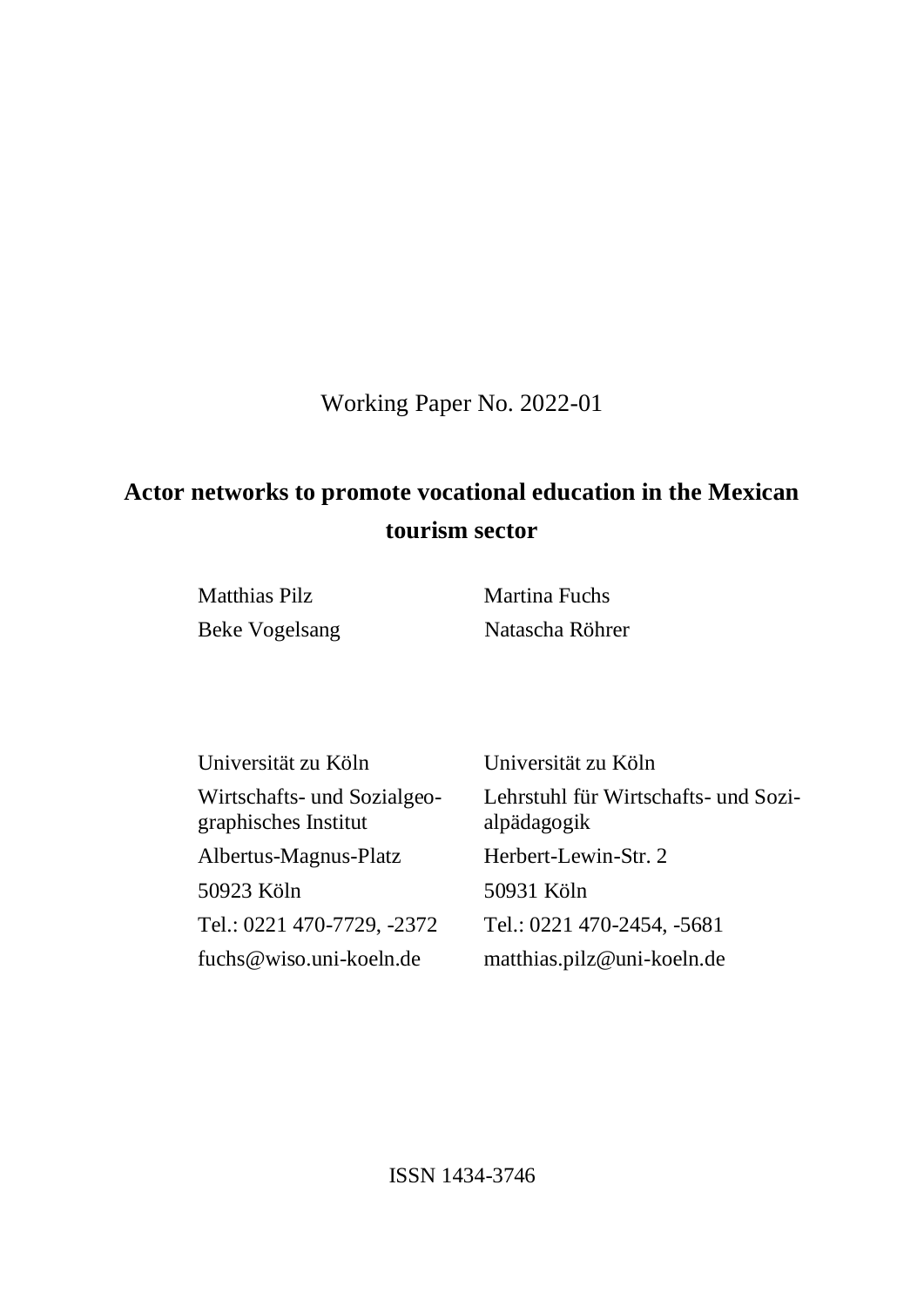Working Paper No. 2022-01

# Actor networks to promote vocational education in the Mexican tourism sector

Matthias Pilz
Beke Vogelsang

Martina Fuchs
Natascha Röhrer

Universität zu Köln
Wirtschafts- und Sozialgeographisches Institut
Albertus-Magnus-Platz
50923 Köln
Tel.: 0221 470-7729, -2372
fuchs@wiso.uni-koeln.de

Universität zu Köln
Lehrstuhl für Wirtschafts- und Sozialpädagogik
Herbert-Lewin-Str. 2
50931 Köln
Tel.: 0221 470-2454, -5681
matthias.pilz@uni-koeln.de

ISSN 1434-3746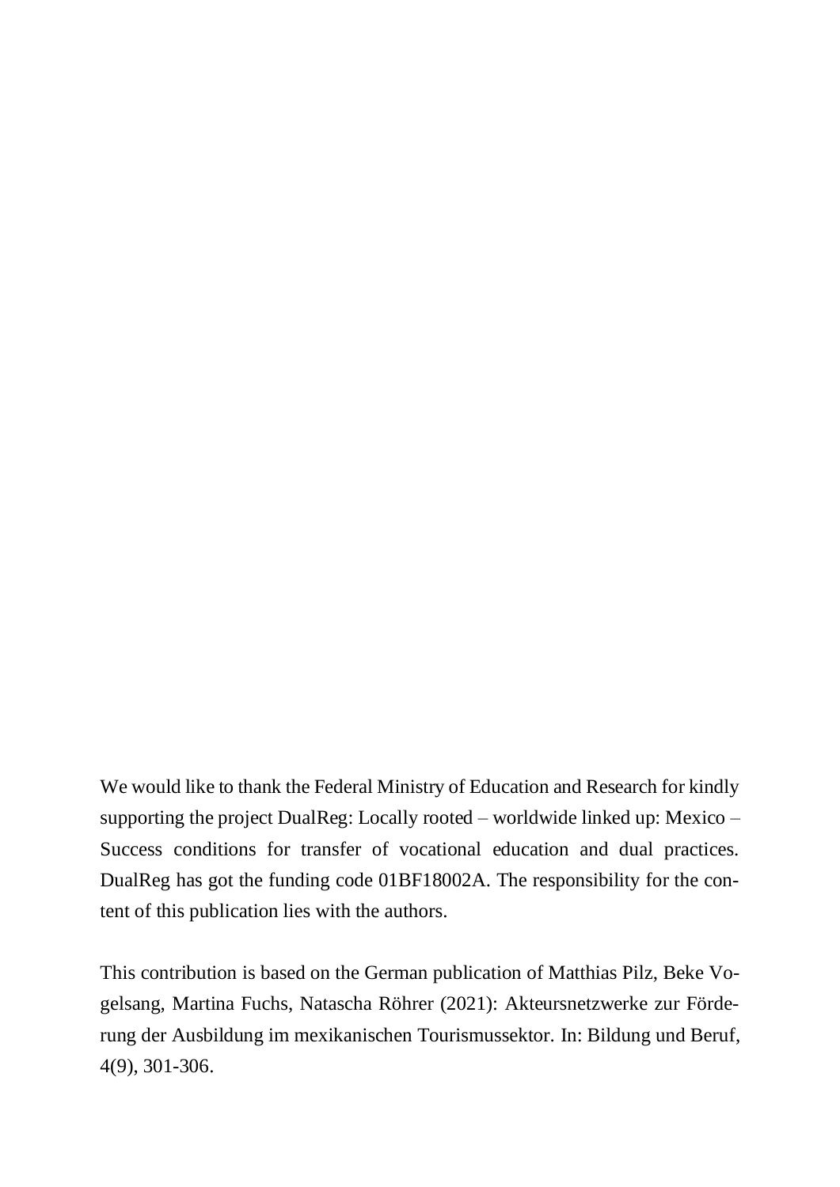We would like to thank the Federal Ministry of Education and Research for kindly supporting the project DualReg: Locally rooted – worldwide linked up: Mexico – Success conditions for transfer of vocational education and dual practices. DualReg has got the funding code 01BF18002A. The responsibility for the content of this publication lies with the authors.

This contribution is based on the German publication of Matthias Pilz, Beke Vogelsang, Martina Fuchs, Natascha Röhrer (2021): Akteursnetzwerke zur Förderung der Ausbildung im mexikanischen Tourismussektor. In: Bildung und Beruf, 4(9), 301-306.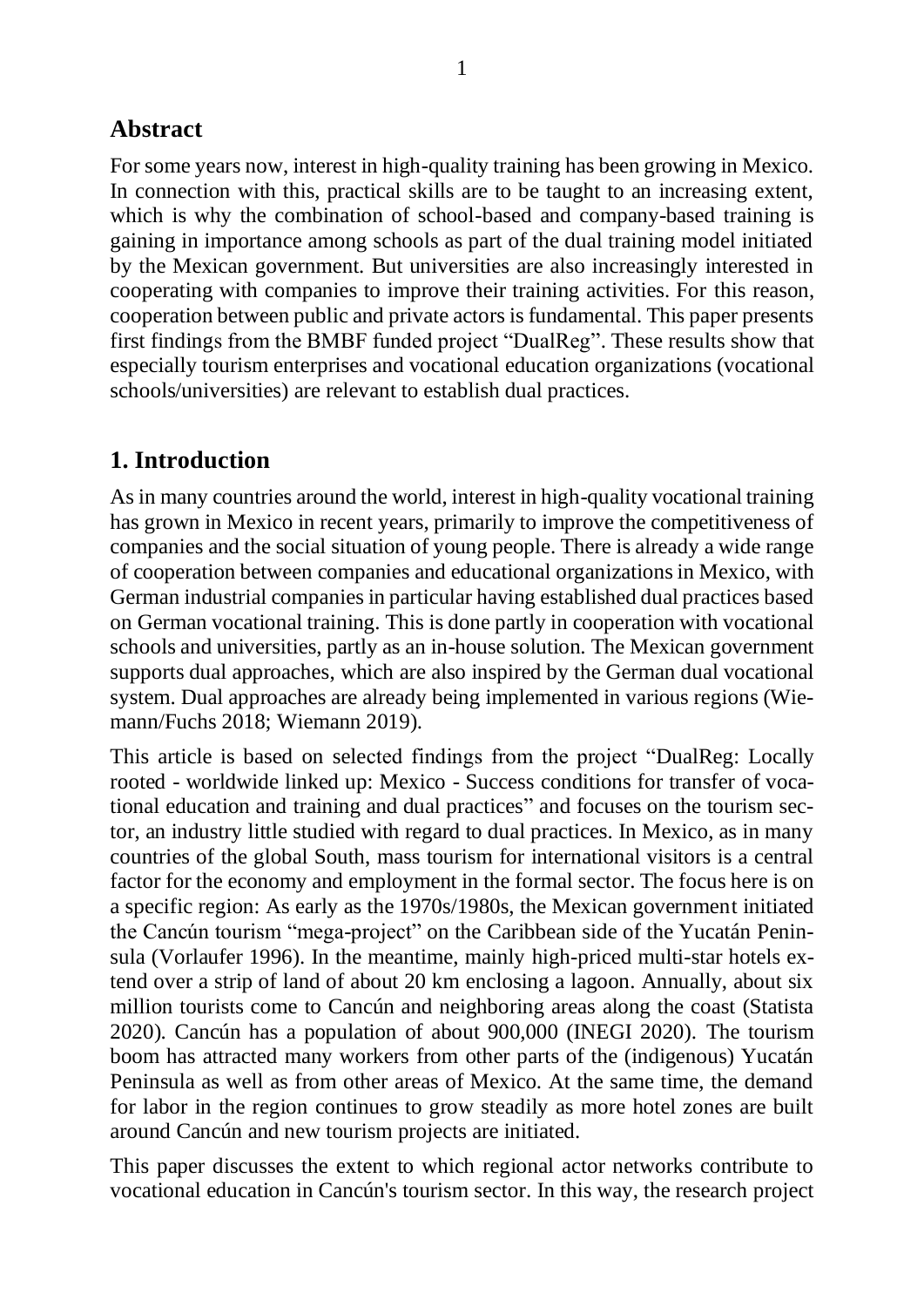## Abstract

For some years now, interest in high-quality training has been growing in Mexico. In connection with this, practical skills are to be taught to an increasing extent, which is why the combination of school-based and company-based training is gaining in importance among schools as part of the dual training model initiated by the Mexican government. But universities are also increasingly interested in cooperating with companies to improve their training activities. For this reason, cooperation between public and private actors is fundamental. This paper presents first findings from the BMBF funded project "DualReg". These results show that especially tourism enterprises and vocational education organizations (vocational schools/universities) are relevant to establish dual practices.

## 1. Introduction

As in many countries around the world, interest in high-quality vocational training has grown in Mexico in recent years, primarily to improve the competitiveness of companies and the social situation of young people. There is already a wide range of cooperation between companies and educational organizations in Mexico, with German industrial companies in particular having established dual practices based on German vocational training. This is done partly in cooperation with vocational schools and universities, partly as an in-house solution. The Mexican government supports dual approaches, which are also inspired by the German dual vocational system. Dual approaches are already being implemented in various regions (Wiemann/Fuchs 2018; Wiemann 2019).

This article is based on selected findings from the project "DualReg: Locally rooted - worldwide linked up: Mexico - Success conditions for transfer of vocational education and training and dual practices" and focuses on the tourism sector, an industry little studied with regard to dual practices. In Mexico, as in many countries of the global South, mass tourism for international visitors is a central factor for the economy and employment in the formal sector. The focus here is on a specific region: As early as the 1970s/1980s, the Mexican government initiated the Cancún tourism "mega-project" on the Caribbean side of the Yucatán Peninsula (Vorlaufer 1996). In the meantime, mainly high-priced multi-star hotels extend over a strip of land of about 20 km enclosing a lagoon. Annually, about six million tourists come to Cancún and neighboring areas along the coast (Statista 2020). Cancún has a population of about 900,000 (INEGI 2020). The tourism boom has attracted many workers from other parts of the (indigenous) Yucatán Peninsula as well as from other areas of Mexico. At the same time, the demand for labor in the region continues to grow steadily as more hotel zones are built around Cancún and new tourism projects are initiated.

This paper discusses the extent to which regional actor networks contribute to vocational education in Cancún's tourism sector. In this way, the research project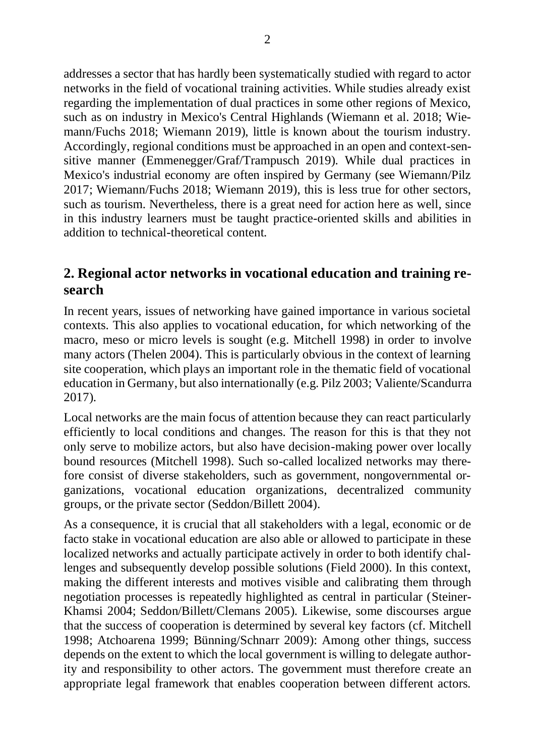addresses a sector that has hardly been systematically studied with regard to actor networks in the field of vocational training activities. While studies already exist regarding the implementation of dual practices in some other regions of Mexico, such as on industry in Mexico's Central Highlands (Wiemann et al. 2018; Wiemann/Fuchs 2018; Wiemann 2019), little is known about the tourism industry. Accordingly, regional conditions must be approached in an open and context-sensitive manner (Emmenegger/Graf/Trampusch 2019). While dual practices in Mexico's industrial economy are often inspired by Germany (see Wiemann/Pilz 2017; Wiemann/Fuchs 2018; Wiemann 2019), this is less true for other sectors, such as tourism. Nevertheless, there is a great need for action here as well, since in this industry learners must be taught practice-oriented skills and abilities in addition to technical-theoretical content.

## 2. Regional actor networks in vocational education and training research

In recent years, issues of networking have gained importance in various societal contexts. This also applies to vocational education, for which networking of the macro, meso or micro levels is sought (e.g. Mitchell 1998) in order to involve many actors (Thelen 2004). This is particularly obvious in the context of learning site cooperation, which plays an important role in the thematic field of vocational education in Germany, but also internationally (e.g. Pilz 2003; Valiente/Scandurra 2017).

Local networks are the main focus of attention because they can react particularly efficiently to local conditions and changes. The reason for this is that they not only serve to mobilize actors, but also have decision-making power over locally bound resources (Mitchell 1998). Such so-called localized networks may therefore consist of diverse stakeholders, such as government, nongovernmental organizations, vocational education organizations, decentralized community groups, or the private sector (Seddon/Billett 2004).

As a consequence, it is crucial that all stakeholders with a legal, economic or de facto stake in vocational education are also able or allowed to participate in these localized networks and actually participate actively in order to both identify challenges and subsequently develop possible solutions (Field 2000). In this context, making the different interests and motives visible and calibrating them through negotiation processes is repeatedly highlighted as central in particular (Steiner-Khamsi 2004; Seddon/Billett/Clemans 2005). Likewise, some discourses argue that the success of cooperation is determined by several key factors (cf. Mitchell 1998; Atchoarena 1999; Bünning/Schnarr 2009): Among other things, success depends on the extent to which the local government is willing to delegate authority and responsibility to other actors. The government must therefore create an appropriate legal framework that enables cooperation between different actors.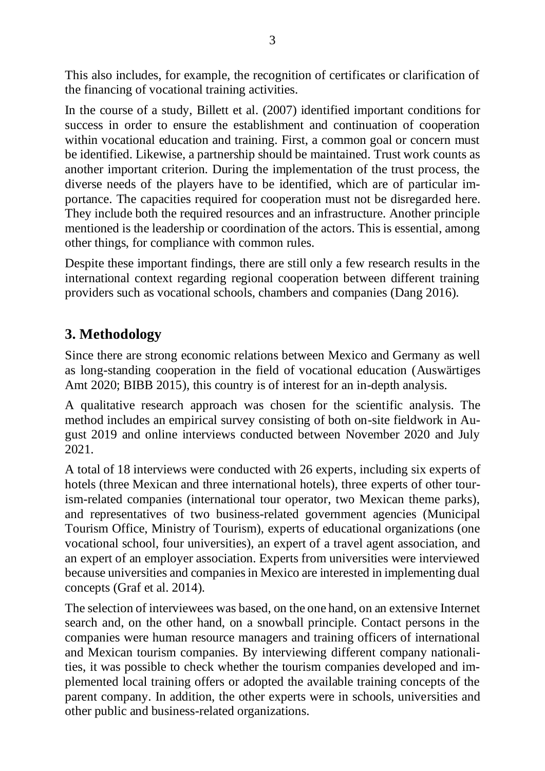This also includes, for example, the recognition of certificates or clarification of the financing of vocational training activities.

In the course of a study, Billett et al. (2007) identified important conditions for success in order to ensure the establishment and continuation of cooperation within vocational education and training. First, a common goal or concern must be identified. Likewise, a partnership should be maintained. Trust work counts as another important criterion. During the implementation of the trust process, the diverse needs of the players have to be identified, which are of particular importance. The capacities required for cooperation must not be disregarded here. They include both the required resources and an infrastructure. Another principle mentioned is the leadership or coordination of the actors. This is essential, among other things, for compliance with common rules.

Despite these important findings, there are still only a few research results in the international context regarding regional cooperation between different training providers such as vocational schools, chambers and companies (Dang 2016).

## 3. Methodology

Since there are strong economic relations between Mexico and Germany as well as long-standing cooperation in the field of vocational education (Auswärtiges Amt 2020; BIBB 2015), this country is of interest for an in-depth analysis.

A qualitative research approach was chosen for the scientific analysis. The method includes an empirical survey consisting of both on-site fieldwork in August 2019 and online interviews conducted between November 2020 and July 2021.

A total of 18 interviews were conducted with 26 experts, including six experts of hotels (three Mexican and three international hotels), three experts of other tourism-related companies (international tour operator, two Mexican theme parks), and representatives of two business-related government agencies (Municipal Tourism Office, Ministry of Tourism), experts of educational organizations (one vocational school, four universities), an expert of a travel agent association, and an expert of an employer association. Experts from universities were interviewed because universities and companies in Mexico are interested in implementing dual concepts (Graf et al. 2014).

The selection of interviewees was based, on the one hand, on an extensive Internet search and, on the other hand, on a snowball principle. Contact persons in the companies were human resource managers and training officers of international and Mexican tourism companies. By interviewing different company nationalities, it was possible to check whether the tourism companies developed and implemented local training offers or adopted the available training concepts of the parent company. In addition, the other experts were in schools, universities and other public and business-related organizations.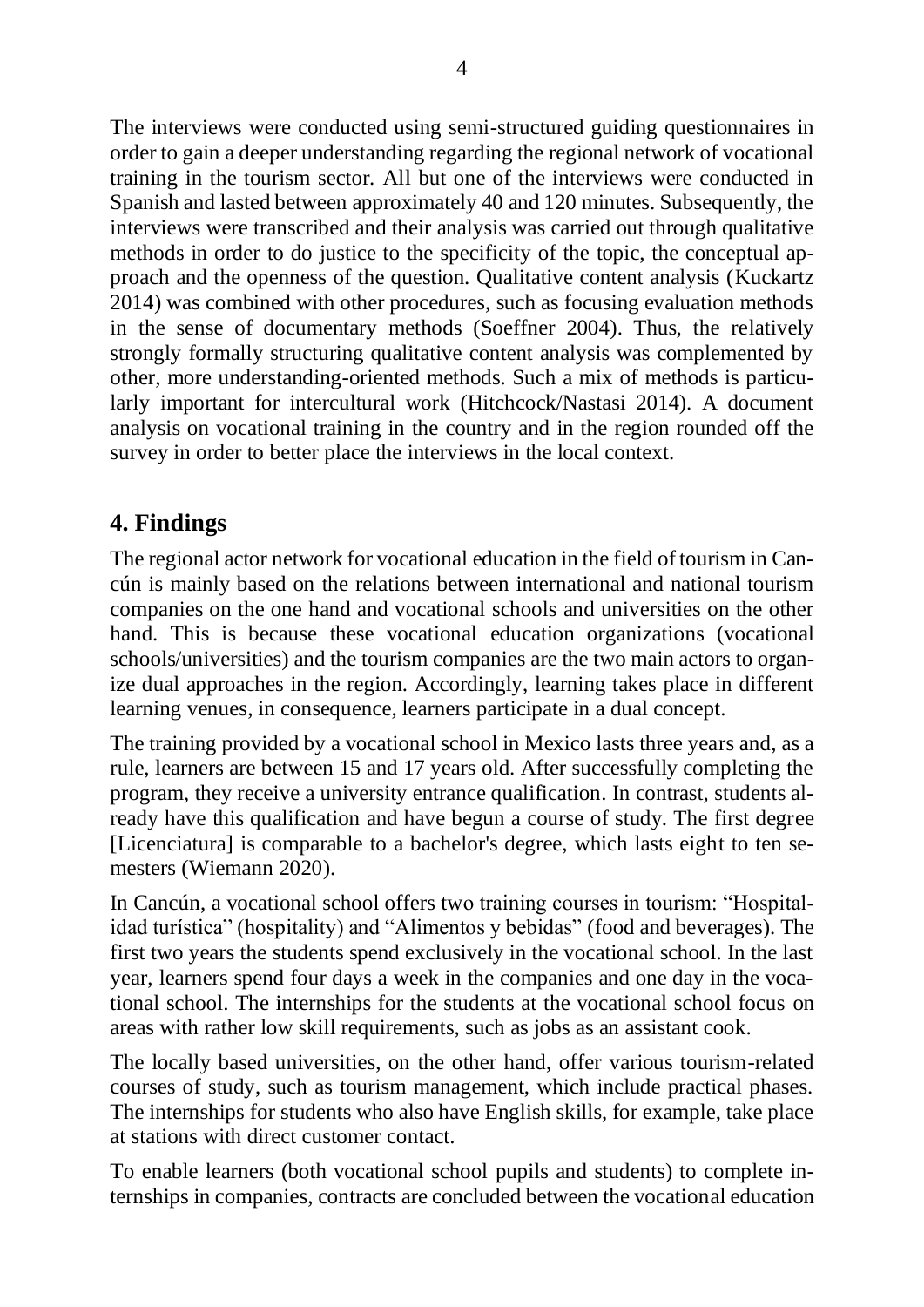The interviews were conducted using semi-structured guiding questionnaires in order to gain a deeper understanding regarding the regional network of vocational training in the tourism sector. All but one of the interviews were conducted in Spanish and lasted between approximately 40 and 120 minutes. Subsequently, the interviews were transcribed and their analysis was carried out through qualitative methods in order to do justice to the specificity of the topic, the conceptual approach and the openness of the question. Qualitative content analysis (Kuckartz 2014) was combined with other procedures, such as focusing evaluation methods in the sense of documentary methods (Soeffner 2004). Thus, the relatively strongly formally structuring qualitative content analysis was complemented by other, more understanding-oriented methods. Such a mix of methods is particularly important for intercultural work (Hitchcock/Nastasi 2014). A document analysis on vocational training in the country and in the region rounded off the survey in order to better place the interviews in the local context.

## 4. Findings

The regional actor network for vocational education in the field of tourism in Cancún is mainly based on the relations between international and national tourism companies on the one hand and vocational schools and universities on the other hand. This is because these vocational education organizations (vocational schools/universities) and the tourism companies are the two main actors to organize dual approaches in the region. Accordingly, learning takes place in different learning venues, in consequence, learners participate in a dual concept.

The training provided by a vocational school in Mexico lasts three years and, as a rule, learners are between 15 and 17 years old. After successfully completing the program, they receive a university entrance qualification. In contrast, students already have this qualification and have begun a course of study. The first degree [Licenciatura] is comparable to a bachelor's degree, which lasts eight to ten semesters (Wiemann 2020).

In Cancún, a vocational school offers two training courses in tourism: "Hospitalidad turística" (hospitality) and "Alimentos y bebidas" (food and beverages). The first two years the students spend exclusively in the vocational school. In the last year, learners spend four days a week in the companies and one day in the vocational school. The internships for the students at the vocational school focus on areas with rather low skill requirements, such as jobs as an assistant cook.

The locally based universities, on the other hand, offer various tourism-related courses of study, such as tourism management, which include practical phases. The internships for students who also have English skills, for example, take place at stations with direct customer contact.

To enable learners (both vocational school pupils and students) to complete internships in companies, contracts are concluded between the vocational education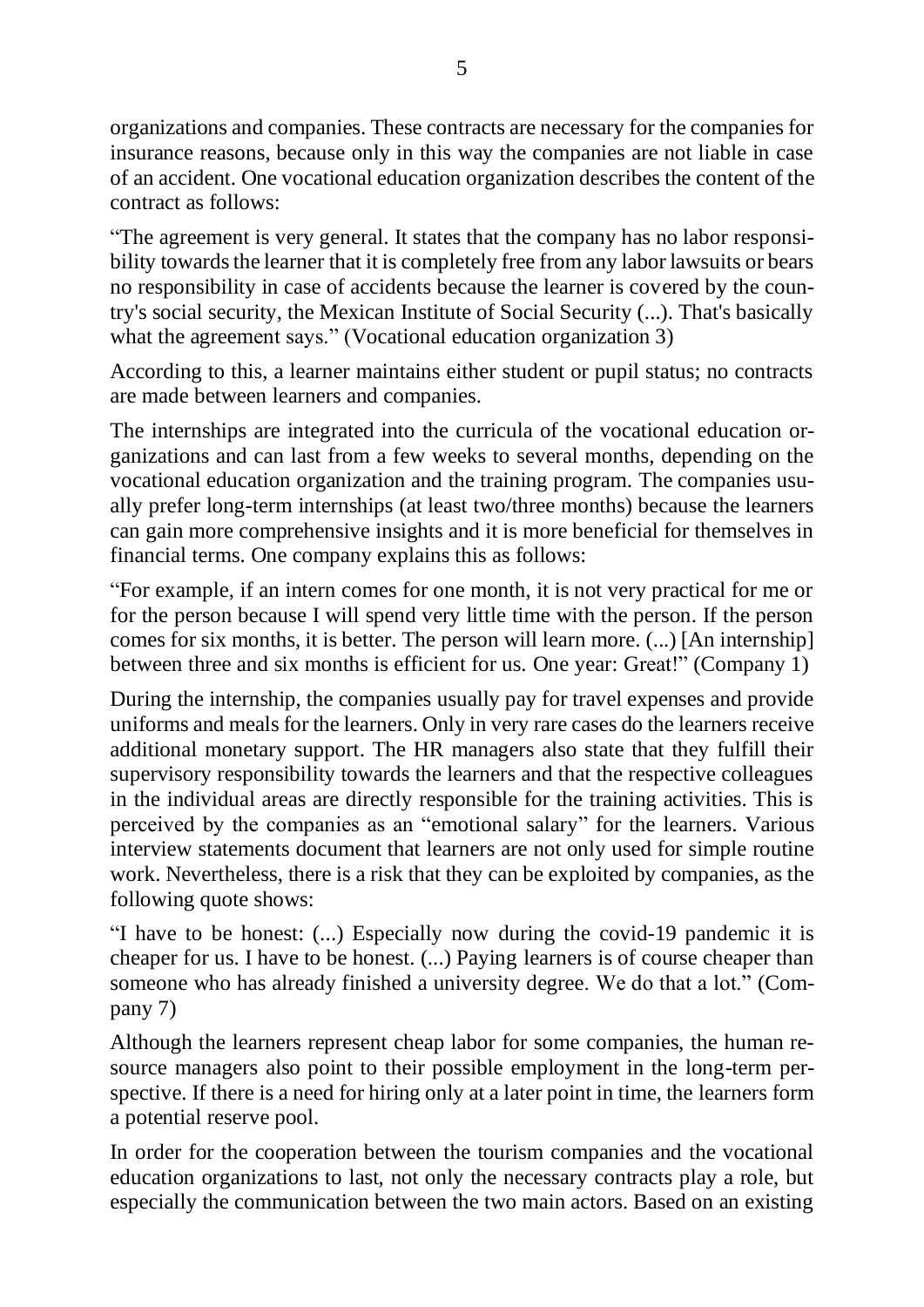organizations and companies. These contracts are necessary for the companies for insurance reasons, because only in this way the companies are not liable in case of an accident. One vocational education organization describes the content of the contract as follows:

"The agreement is very general. It states that the company has no labor responsibility towards the learner that it is completely free from any labor lawsuits or bears no responsibility in case of accidents because the learner is covered by the country's social security, the Mexican Institute of Social Security (...). That's basically what the agreement says." (Vocational education organization 3)

According to this, a learner maintains either student or pupil status; no contracts are made between learners and companies.

The internships are integrated into the curricula of the vocational education organizations and can last from a few weeks to several months, depending on the vocational education organization and the training program. The companies usually prefer long-term internships (at least two/three months) because the learners can gain more comprehensive insights and it is more beneficial for themselves in financial terms. One company explains this as follows:

"For example, if an intern comes for one month, it is not very practical for me or for the person because I will spend very little time with the person. If the person comes for six months, it is better. The person will learn more. (...) [An internship] between three and six months is efficient for us. One year: Great!" (Company 1)

During the internship, the companies usually pay for travel expenses and provide uniforms and meals for the learners. Only in very rare cases do the learners receive additional monetary support. The HR managers also state that they fulfill their supervisory responsibility towards the learners and that the respective colleagues in the individual areas are directly responsible for the training activities. This is perceived by the companies as an "emotional salary" for the learners. Various interview statements document that learners are not only used for simple routine work. Nevertheless, there is a risk that they can be exploited by companies, as the following quote shows:

"I have to be honest: (...) Especially now during the covid-19 pandemic it is cheaper for us. I have to be honest. (...) Paying learners is of course cheaper than someone who has already finished a university degree. We do that a lot." (Company 7)

Although the learners represent cheap labor for some companies, the human resource managers also point to their possible employment in the long-term perspective. If there is a need for hiring only at a later point in time, the learners form a potential reserve pool.

In order for the cooperation between the tourism companies and the vocational education organizations to last, not only the necessary contracts play a role, but especially the communication between the two main actors. Based on an existing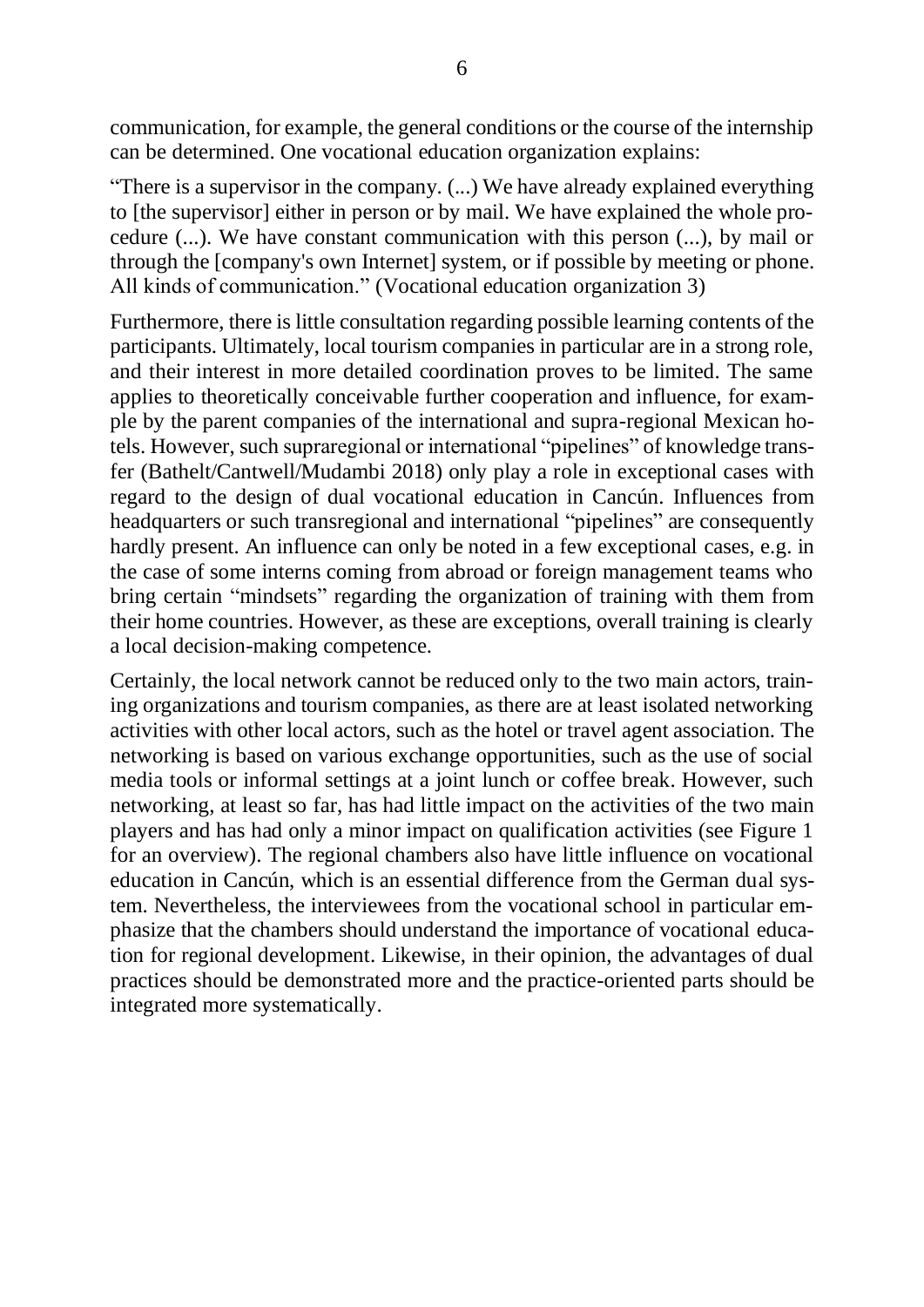communication, for example, the general conditions or the course of the internship can be determined. One vocational education organization explains:

"There is a supervisor in the company. (...) We have already explained everything to [the supervisor] either in person or by mail. We have explained the whole procedure (...). We have constant communication with this person (...), by mail or through the [company's own Internet] system, or if possible by meeting or phone. All kinds of communication." (Vocational education organization 3)

Furthermore, there is little consultation regarding possible learning contents of the participants. Ultimately, local tourism companies in particular are in a strong role, and their interest in more detailed coordination proves to be limited. The same applies to theoretically conceivable further cooperation and influence, for example by the parent companies of the international and supra-regional Mexican hotels. However, such supraregional or international "pipelines" of knowledge transfer (Bathelt/Cantwell/Mudambi 2018) only play a role in exceptional cases with regard to the design of dual vocational education in Cancún. Influences from headquarters or such transregional and international "pipelines" are consequently hardly present. An influence can only be noted in a few exceptional cases, e.g. in the case of some interns coming from abroad or foreign management teams who bring certain "mindsets" regarding the organization of training with them from their home countries. However, as these are exceptions, overall training is clearly a local decision-making competence.

Certainly, the local network cannot be reduced only to the two main actors, training organizations and tourism companies, as there are at least isolated networking activities with other local actors, such as the hotel or travel agent association. The networking is based on various exchange opportunities, such as the use of social media tools or informal settings at a joint lunch or coffee break. However, such networking, at least so far, has had little impact on the activities of the two main players and has had only a minor impact on qualification activities (see Figure 1 for an overview). The regional chambers also have little influence on vocational education in Cancún, which is an essential difference from the German dual system. Nevertheless, the interviewees from the vocational school in particular emphasize that the chambers should understand the importance of vocational education for regional development. Likewise, in their opinion, the advantages of dual practices should be demonstrated more and the practice-oriented parts should be integrated more systematically.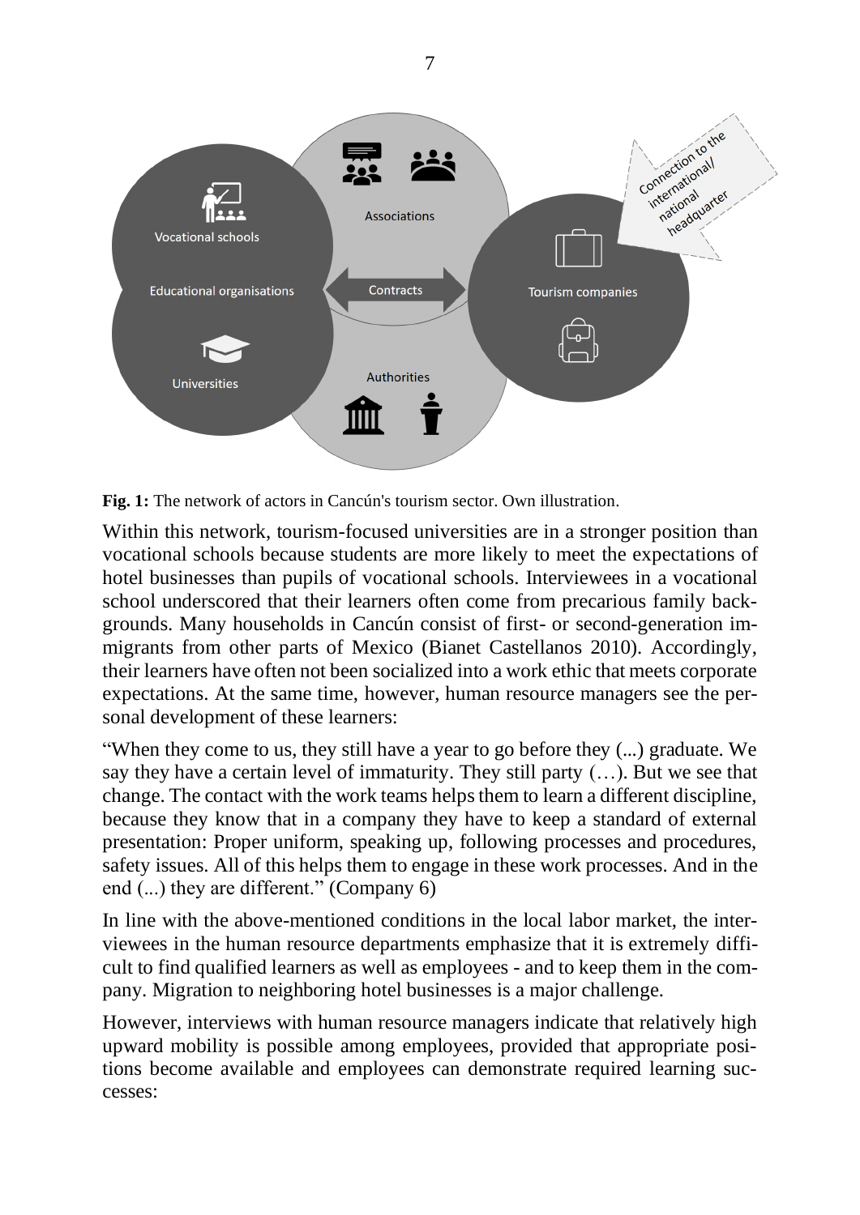**Fig. 1:** The network of actors in Cancún's tourism sector. Own illustration.

Within this network, tourism-focused universities are in a stronger position than vocational schools because students are more likely to meet the expectations of hotel businesses than pupils of vocational schools. Interviewees in a vocational school underscored that their learners often come from precarious family backgrounds. Many households in Cancún consist of first- or second-generation immigrants from other parts of Mexico (Bianet Castellanos 2010). Accordingly, their learners have often not been socialized into a work ethic that meets corporate expectations. At the same time, however, human resource managers see the personal development of these learners:

"When they come to us, they still have a year to go before they (...) graduate. We say they have a certain level of immaturity. They still party (…). But we see that change. The contact with the work teams helps them to learn a different discipline, because they know that in a company they have to keep a standard of external presentation: Proper uniform, speaking up, following processes and procedures, safety issues. All of this helps them to engage in these work processes. And in the end (...) they are different." (Company 6)

In line with the above-mentioned conditions in the local labor market, the interviewees in the human resource departments emphasize that it is extremely difficult to find qualified learners as well as employees - and to keep them in the company. Migration to neighboring hotel businesses is a major challenge.

However, interviews with human resource managers indicate that relatively high upward mobility is possible among employees, provided that appropriate positions become available and employees can demonstrate required learning successes: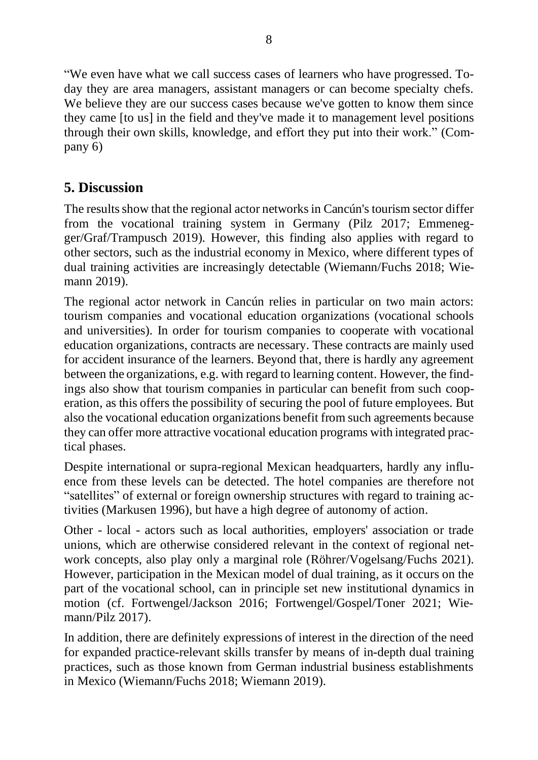"We even have what we call success cases of learners who have progressed. Today they are area managers, assistant managers or can become specialty chefs. We believe they are our success cases because we've gotten to know them since they came [to us] in the field and they've made it to management level positions through their own skills, knowledge, and effort they put into their work." (Company 6)

## 5. Discussion

The results show that the regional actor networks in Cancún's tourism sector differ from the vocational training system in Germany (Pilz 2017; Emmenegger/Graf/Trampusch 2019). However, this finding also applies with regard to other sectors, such as the industrial economy in Mexico, where different types of dual training activities are increasingly detectable (Wiemann/Fuchs 2018; Wiemann 2019).

The regional actor network in Cancún relies in particular on two main actors: tourism companies and vocational education organizations (vocational schools and universities). In order for tourism companies to cooperate with vocational education organizations, contracts are necessary. These contracts are mainly used for accident insurance of the learners. Beyond that, there is hardly any agreement between the organizations, e.g. with regard to learning content. However, the findings also show that tourism companies in particular can benefit from such cooperation, as this offers the possibility of securing the pool of future employees. But also the vocational education organizations benefit from such agreements because they can offer more attractive vocational education programs with integrated practical phases.

Despite international or supra-regional Mexican headquarters, hardly any influence from these levels can be detected. The hotel companies are therefore not "satellites" of external or foreign ownership structures with regard to training activities (Markusen 1996), but have a high degree of autonomy of action.

Other - local - actors such as local authorities, employers' association or trade unions, which are otherwise considered relevant in the context of regional network concepts, also play only a marginal role (Röhrer/Vogelsang/Fuchs 2021). However, participation in the Mexican model of dual training, as it occurs on the part of the vocational school, can in principle set new institutional dynamics in motion (cf. Fortwengel/Jackson 2016; Fortwengel/Gospel/Toner 2021; Wiemann/Pilz 2017).

In addition, there are definitely expressions of interest in the direction of the need for expanded practice-relevant skills transfer by means of in-depth dual training practices, such as those known from German industrial business establishments in Mexico (Wiemann/Fuchs 2018; Wiemann 2019).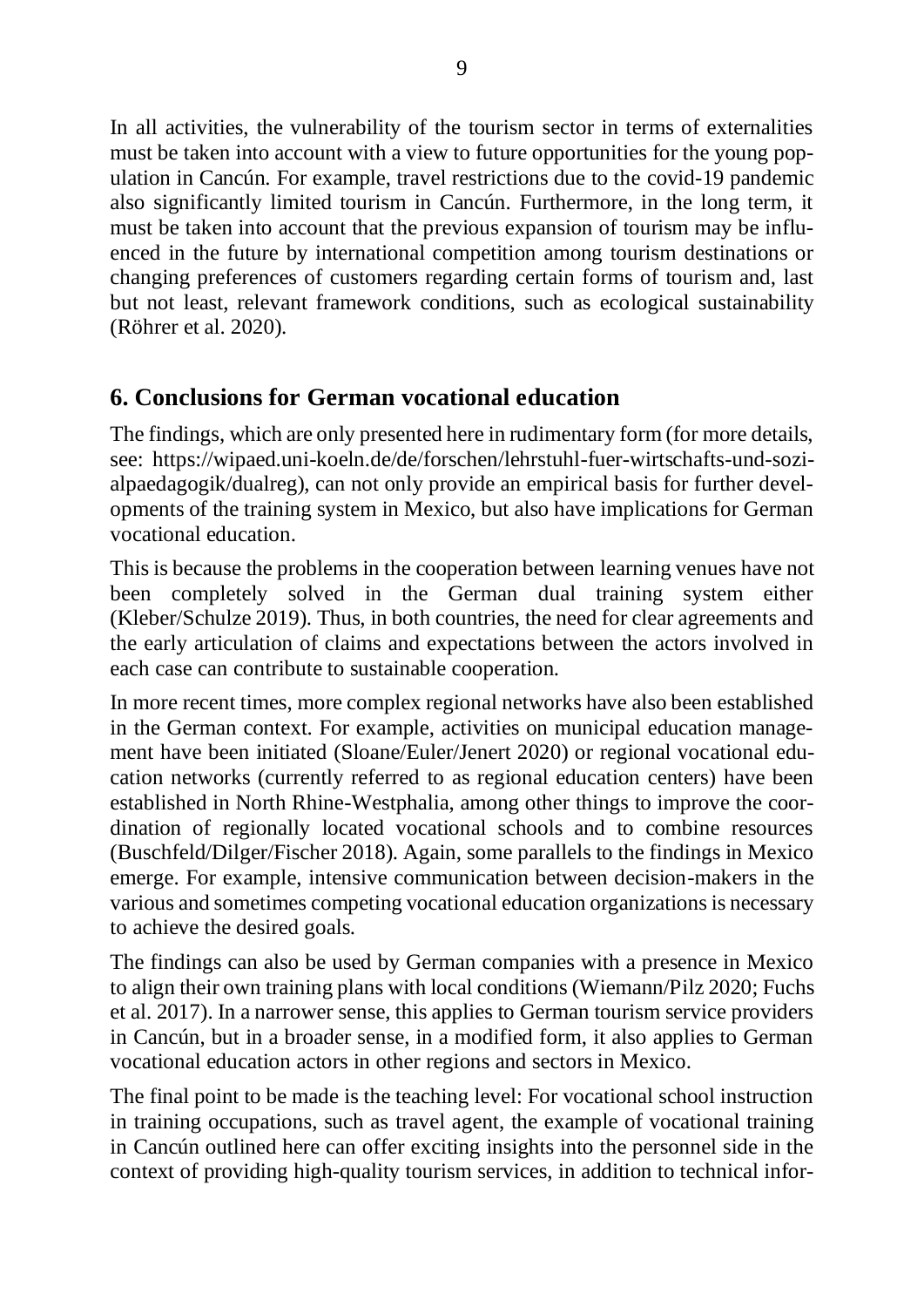In all activities, the vulnerability of the tourism sector in terms of externalities must be taken into account with a view to future opportunities for the young population in Cancún. For example, travel restrictions due to the covid-19 pandemic also significantly limited tourism in Cancún. Furthermore, in the long term, it must be taken into account that the previous expansion of tourism may be influenced in the future by international competition among tourism destinations or changing preferences of customers regarding certain forms of tourism and, last but not least, relevant framework conditions, such as ecological sustainability (Röhrer et al. 2020).

## 6. Conclusions for German vocational education

The findings, which are only presented here in rudimentary form (for more details, see: https://wipaed.uni-koeln.de/de/forschen/lehrstuhl-fuer-wirtschafts-und-sozialpaedagogik/dualreg), can not only provide an empirical basis for further developments of the training system in Mexico, but also have implications for German vocational education.

This is because the problems in the cooperation between learning venues have not been completely solved in the German dual training system either (Kleber/Schulze 2019). Thus, in both countries, the need for clear agreements and the early articulation of claims and expectations between the actors involved in each case can contribute to sustainable cooperation.

In more recent times, more complex regional networks have also been established in the German context. For example, activities on municipal education management have been initiated (Sloane/Euler/Jenert 2020) or regional vocational education networks (currently referred to as regional education centers) have been established in North Rhine-Westphalia, among other things to improve the coordination of regionally located vocational schools and to combine resources (Buschfeld/Dilger/Fischer 2018). Again, some parallels to the findings in Mexico emerge. For example, intensive communication between decision-makers in the various and sometimes competing vocational education organizations is necessary to achieve the desired goals.

The findings can also be used by German companies with a presence in Mexico to align their own training plans with local conditions (Wiemann/Pilz 2020; Fuchs et al. 2017). In a narrower sense, this applies to German tourism service providers in Cancún, but in a broader sense, in a modified form, it also applies to German vocational education actors in other regions and sectors in Mexico.

The final point to be made is the teaching level: For vocational school instruction in training occupations, such as travel agent, the example of vocational training in Cancún outlined here can offer exciting insights into the personnel side in the context of providing high-quality tourism services, in addition to technical infor-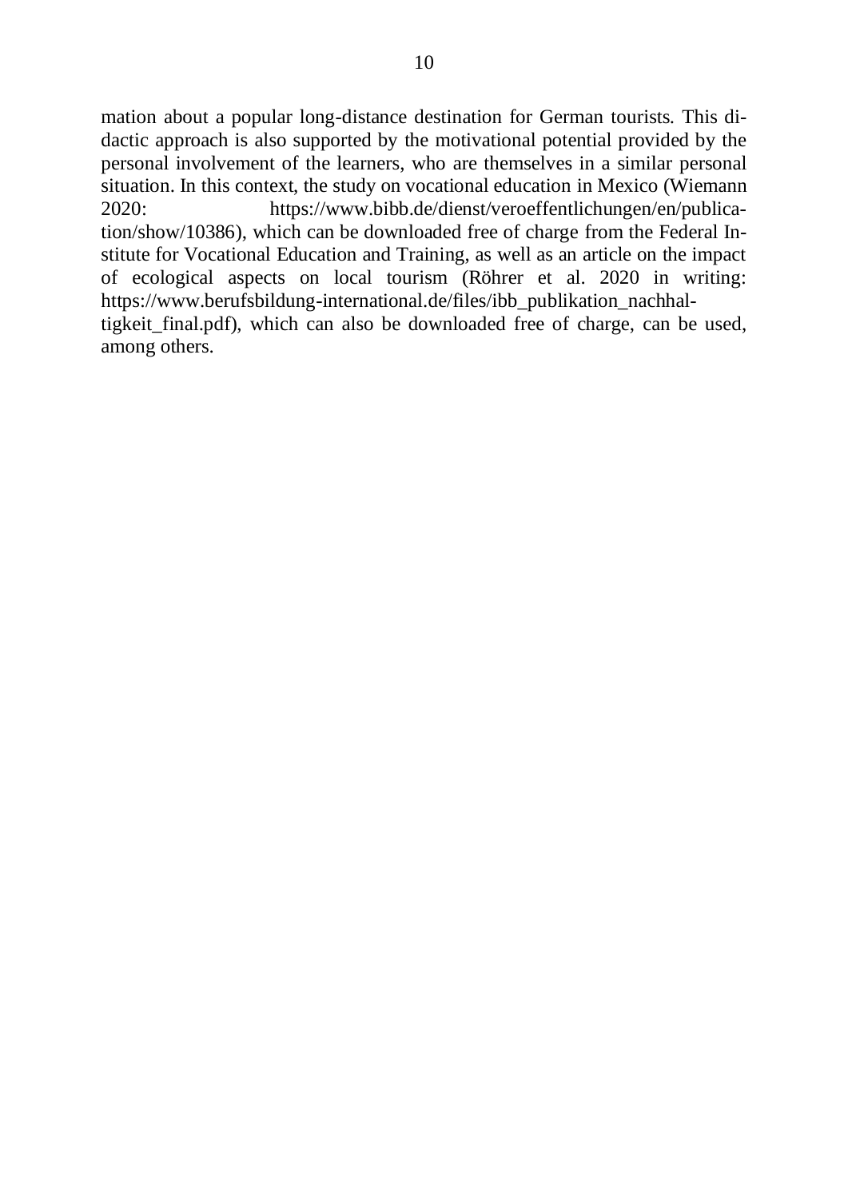mation about a popular long-distance destination for German tourists. This didactic approach is also supported by the motivational potential provided by the personal involvement of the learners, who are themselves in a similar personal situation. In this context, the study on vocational education in Mexico (Wiemann 2020: https://www.bibb.de/dienst/veroeffentlichungen/en/publication/show/10386), which can be downloaded free of charge from the Federal Institute for Vocational Education and Training, as well as an article on the impact of ecological aspects on local tourism (Röhrer et al. 2020 in writing: https://www.berufsbildung-international.de/files/ibb_publikation_nachhaltigkeit_final.pdf), which can also be downloaded free of charge, can be used, among others.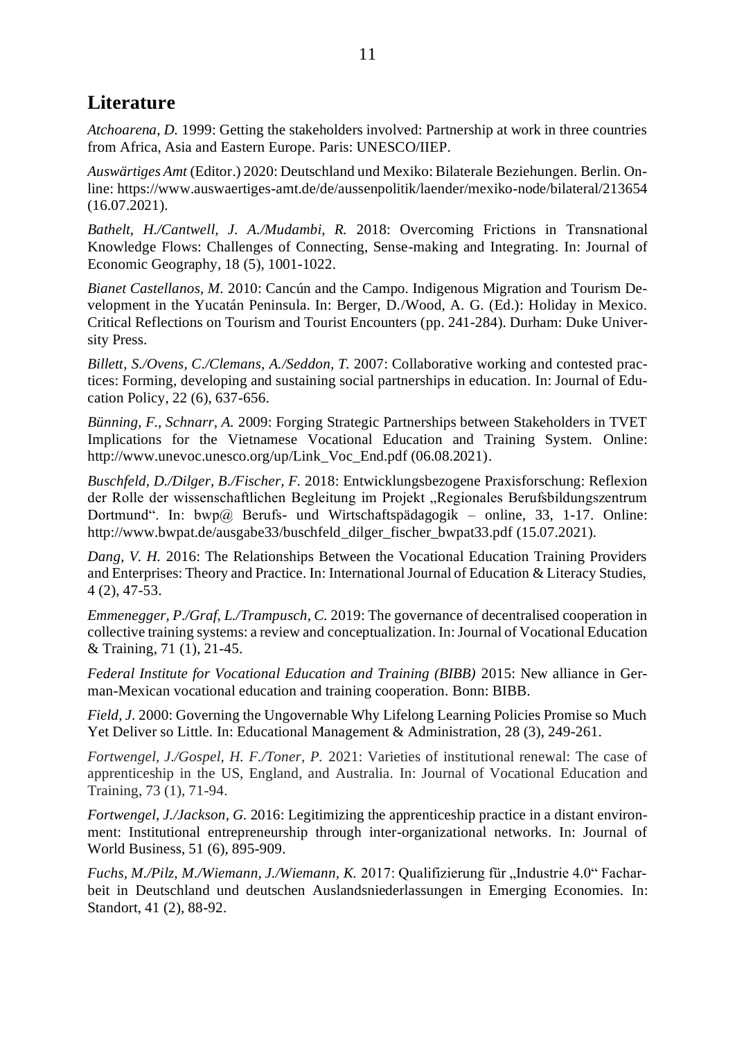## Literature

*Atchoarena, D.* 1999: Getting the stakeholders involved: Partnership at work in three countries from Africa, Asia and Eastern Europe. Paris: UNESCO/IIEP.

*Auswärtiges Amt* (Editor.) 2020: Deutschland und Mexiko: Bilaterale Beziehungen. Berlin. Online: https://www.auswaertiges-amt.de/de/aussenpolitik/laender/mexiko-node/bilateral/213654 (16.07.2021).

*Bathelt, H./Cantwell, J. A./Mudambi, R.* 2018: Overcoming Frictions in Transnational Knowledge Flows: Challenges of Connecting, Sense-making and Integrating. In: Journal of Economic Geography, 18 (5), 1001-1022.

*Bianet Castellanos, M.* 2010: Cancún and the Campo. Indigenous Migration and Tourism Development in the Yucatán Peninsula. In: Berger, D./Wood, A. G. (Ed.): Holiday in Mexico. Critical Reflections on Tourism and Tourist Encounters (pp. 241-284). Durham: Duke University Press.

*Billett, S./Ovens, C./Clemans, A./Seddon, T.* 2007: Collaborative working and contested practices: Forming, developing and sustaining social partnerships in education. In: Journal of Education Policy, 22 (6), 637-656.

*Bünning, F., Schnarr, A.* 2009: Forging Strategic Partnerships between Stakeholders in TVET Implications for the Vietnamese Vocational Education and Training System. Online: http://www.unevoc.unesco.org/up/Link_Voc_End.pdf (06.08.2021).

*Buschfeld, D./Dilger, B./Fischer, F.* 2018: Entwicklungsbezogene Praxisforschung: Reflexion der Rolle der wissenschaftlichen Begleitung im Projekt „Regionales Berufsbildungszentrum Dortmund". In: bwp@ Berufs- und Wirtschaftspädagogik – online, 33, 1-17. Online: http://www.bwpat.de/ausgabe33/buschfeld_dilger_fischer_bwpat33.pdf (15.07.2021).

*Dang, V. H.* 2016: The Relationships Between the Vocational Education Training Providers and Enterprises: Theory and Practice. In: International Journal of Education & Literacy Studies, 4 (2), 47-53.

*Emmenegger, P./Graf, L./Trampusch, C.* 2019: The governance of decentralised cooperation in collective training systems: a review and conceptualization. In: Journal of Vocational Education & Training, 71 (1), 21-45.

*Federal Institute for Vocational Education and Training (BIBB)* 2015: New alliance in German-Mexican vocational education and training cooperation. Bonn: BIBB.

*Field, J.* 2000: Governing the Ungovernable Why Lifelong Learning Policies Promise so Much Yet Deliver so Little. In: Educational Management & Administration, 28 (3), 249-261.

*Fortwengel, J./Gospel, H. F./Toner, P.* 2021: Varieties of institutional renewal: The case of apprenticeship in the US, England, and Australia. In: Journal of Vocational Education and Training, 73 (1), 71-94.

*Fortwengel, J./Jackson, G.* 2016: Legitimizing the apprenticeship practice in a distant environment: Institutional entrepreneurship through inter-organizational networks. In: Journal of World Business, 51 (6), 895-909.

*Fuchs, M./Pilz, M./Wiemann, J./Wiemann, K.* 2017: Qualifizierung für „Industrie 4.0" Facharbeit in Deutschland und deutschen Auslandsniederlassungen in Emerging Economies. In: Standort, 41 (2), 88-92.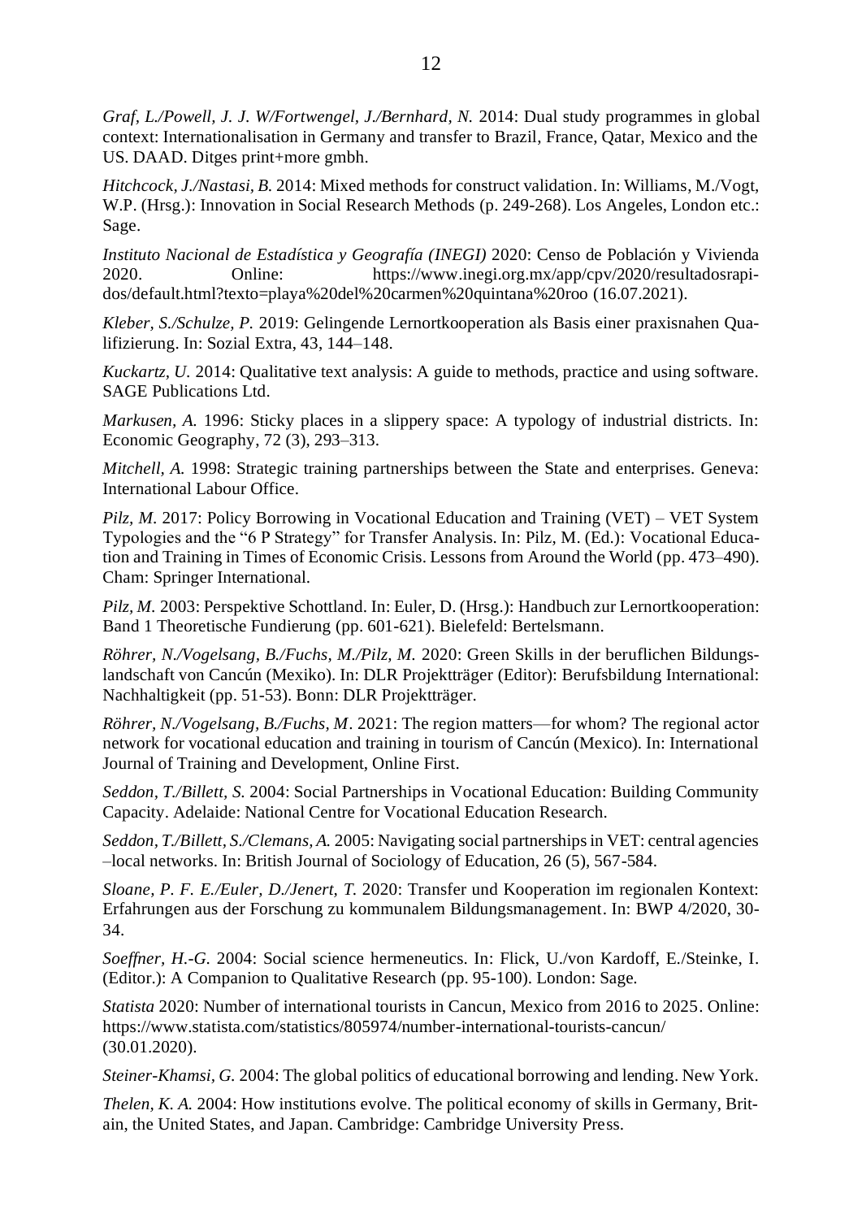*Graf, L./Powell, J. J. W/Fortwengel, J./Bernhard, N.* 2014: Dual study programmes in global context: Internationalisation in Germany and transfer to Brazil, France, Qatar, Mexico and the US. DAAD. Ditges print+more gmbh.

*Hitchcock, J./Nastasi, B.* 2014: Mixed methods for construct validation. In: Williams, M./Vogt, W.P. (Hrsg.): Innovation in Social Research Methods (p. 249-268). Los Angeles, London etc.: Sage.

*Instituto Nacional de Estadística y Geografía (INEGI)* 2020: Censo de Población y Vivienda 2020. Online: https://www.inegi.org.mx/app/cpv/2020/resultadosrapidos/default.html?texto=playa%20del%20carmen%20quintana%20roo (16.07.2021).

*Kleber, S./Schulze, P.* 2019: Gelingende Lernortkooperation als Basis einer praxisnahen Qualifizierung. In: Sozial Extra, 43, 144–148.

*Kuckartz, U.* 2014: Qualitative text analysis: A guide to methods, practice and using software. SAGE Publications Ltd.

*Markusen, A.* 1996: Sticky places in a slippery space: A typology of industrial districts. In: Economic Geography, 72 (3), 293–313.

*Mitchell, A.* 1998: Strategic training partnerships between the State and enterprises. Geneva: International Labour Office.

*Pilz, M.* 2017: Policy Borrowing in Vocational Education and Training (VET) – VET System Typologies and the "6 P Strategy" for Transfer Analysis. In: Pilz, M. (Ed.): Vocational Education and Training in Times of Economic Crisis. Lessons from Around the World (pp. 473–490). Cham: Springer International.

*Pilz, M.* 2003: Perspektive Schottland. In: Euler, D. (Hrsg.): Handbuch zur Lernortkooperation: Band 1 Theoretische Fundierung (pp. 601-621). Bielefeld: Bertelsmann.

*Röhrer, N./Vogelsang, B./Fuchs, M./Pilz, M.* 2020: Green Skills in der beruflichen Bildungslandschaft von Cancún (Mexiko). In: DLR Projektträger (Editor): Berufsbildung International: Nachhaltigkeit (pp. 51-53). Bonn: DLR Projektträger.

*Röhrer, N./Vogelsang, B./Fuchs, M*. 2021: The region matters—for whom? The regional actor network for vocational education and training in tourism of Cancún (Mexico). In: International Journal of Training and Development, Online First.

*Seddon, T./Billett, S.* 2004: Social Partnerships in Vocational Education: Building Community Capacity. Adelaide: National Centre for Vocational Education Research.

*Seddon, T./Billett, S./Clemans, A.* 2005: Navigating social partnerships in VET: central agencies –local networks. In: British Journal of Sociology of Education, 26 (5), 567-584.

*Sloane, P. F. E./Euler, D./Jenert, T.* 2020: Transfer und Kooperation im regionalen Kontext: Erfahrungen aus der Forschung zu kommunalem Bildungsmanagement. In: BWP 4/2020, 30-34.

*Soeffner, H.-G.* 2004: Social science hermeneutics. In: Flick, U./von Kardoff, E./Steinke, I. (Editor.): A Companion to Qualitative Research (pp. 95-100). London: Sage.

*Statista* 2020: Number of international tourists in Cancun, Mexico from 2016 to 2025. Online: https://www.statista.com/statistics/805974/number-international-tourists-cancun/ (30.01.2020).

*Steiner-Khamsi, G.* 2004: The global politics of educational borrowing and lending. New York.

*Thelen, K. A.* 2004: How institutions evolve. The political economy of skills in Germany, Britain, the United States, and Japan. Cambridge: Cambridge University Press.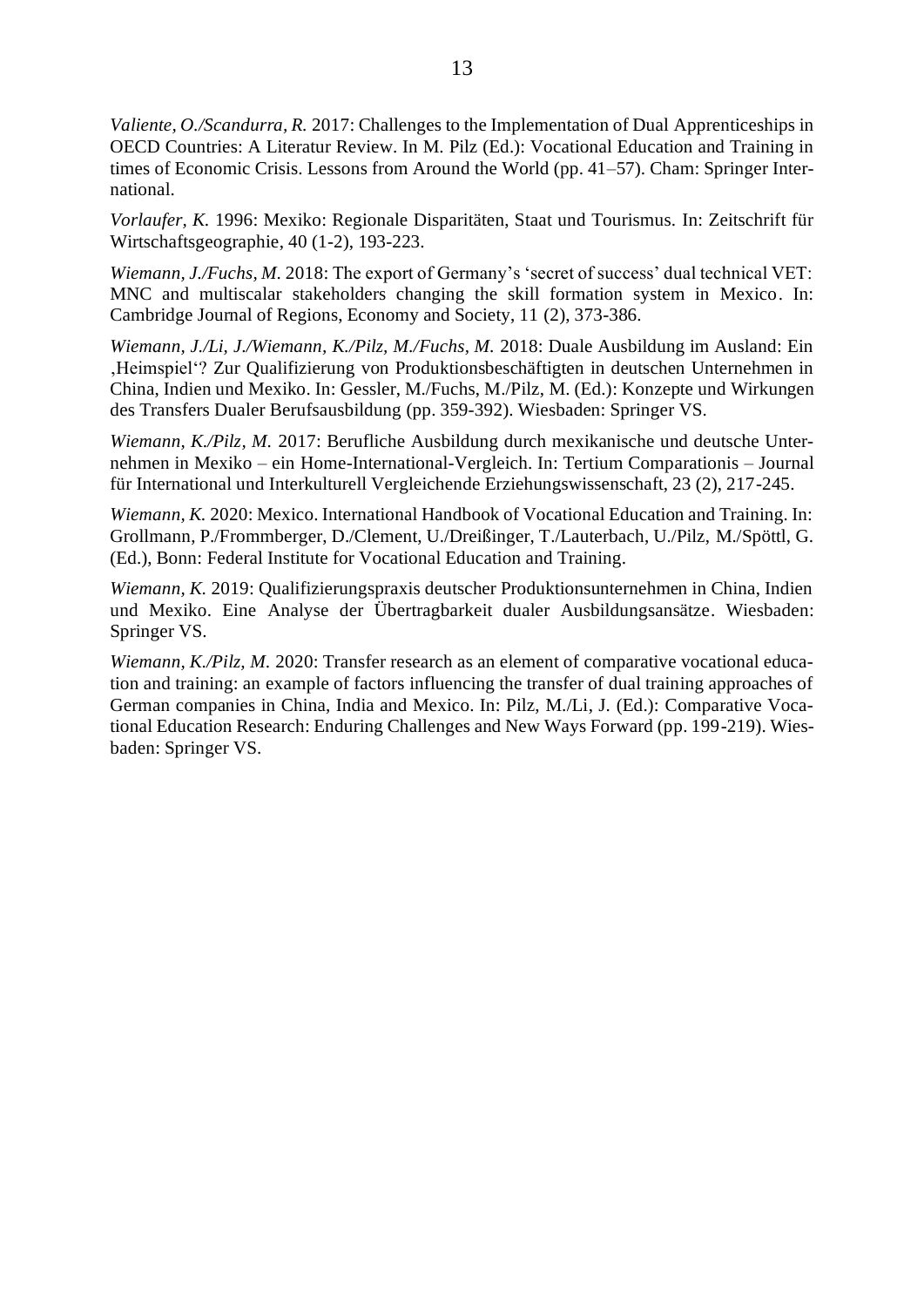*Valiente, O./Scandurra, R.* 2017: Challenges to the Implementation of Dual Apprenticeships in OECD Countries: A Literatur Review. In M. Pilz (Ed.): Vocational Education and Training in times of Economic Crisis. Lessons from Around the World (pp. 41–57). Cham: Springer International.

*Vorlaufer, K.* 1996: Mexiko: Regionale Disparitäten, Staat und Tourismus. In: Zeitschrift für Wirtschaftsgeographie, 40 (1-2), 193-223.

*Wiemann, J./Fuchs, M.* 2018: The export of Germany's 'secret of success' dual technical VET: MNC and multiscalar stakeholders changing the skill formation system in Mexico. In: Cambridge Journal of Regions, Economy and Society, 11 (2), 373-386.

*Wiemann, J./Li, J./Wiemann, K./Pilz, M./Fuchs, M.* 2018: Duale Ausbildung im Ausland: Ein ‚Heimspiel'? Zur Qualifizierung von Produktionsbeschäftigten in deutschen Unternehmen in China, Indien und Mexiko. In: Gessler, M./Fuchs, M./Pilz, M. (Ed.): Konzepte und Wirkungen des Transfers Dualer Berufsausbildung (pp. 359-392). Wiesbaden: Springer VS.

*Wiemann, K./Pilz, M.* 2017: Berufliche Ausbildung durch mexikanische und deutsche Unternehmen in Mexiko – ein Home-International-Vergleich. In: Tertium Comparationis – Journal für International und Interkulturell Vergleichende Erziehungswissenschaft, 23 (2), 217-245.

*Wiemann, K.* 2020: Mexico. International Handbook of Vocational Education and Training. In: Grollmann, P./Frommberger, D./Clement, U./Dreißinger, T./Lauterbach, U./Pilz, M./Spöttl, G. (Ed.), Bonn: Federal Institute for Vocational Education and Training.

*Wiemann, K.* 2019: Qualifizierungspraxis deutscher Produktionsunternehmen in China, Indien und Mexiko. Eine Analyse der Übertragbarkeit dualer Ausbildungsansätze. Wiesbaden: Springer VS.

*Wiemann, K./Pilz, M.* 2020: Transfer research as an element of comparative vocational education and training: an example of factors influencing the transfer of dual training approaches of German companies in China, India and Mexico. In: Pilz, M./Li, J. (Ed.): Comparative Vocational Education Research: Enduring Challenges and New Ways Forward (pp. 199-219). Wiesbaden: Springer VS.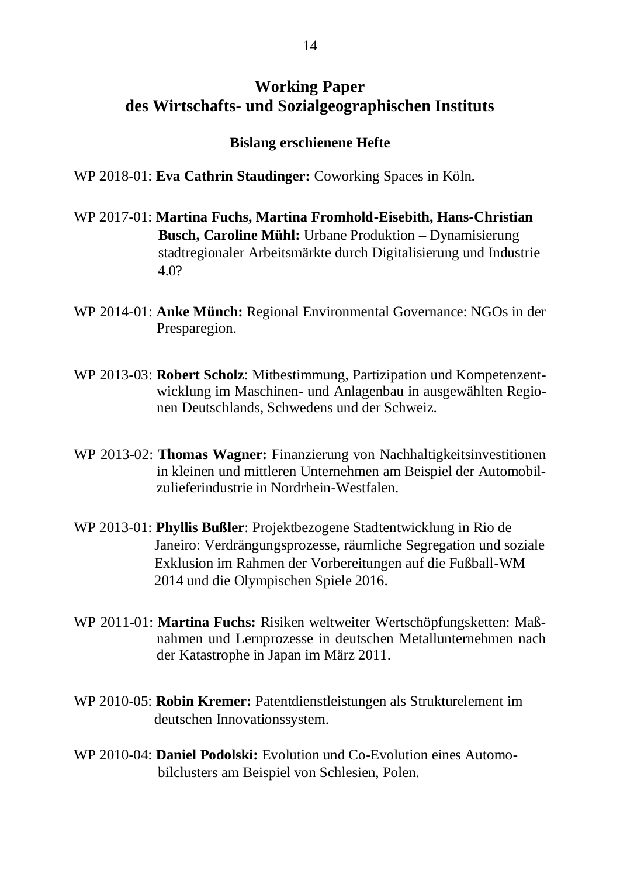## Working Paper
## des Wirtschafts- und Sozialgeographischen Instituts

### Bislang erschienene Hefte

WP 2018-01: **Eva Cathrin Staudinger:** Coworking Spaces in Köln.

WP 2017-01: **Martina Fuchs, Martina Fromhold-Eisebith, Hans-Christian Busch, Caroline Mühl:** Urbane Produktion – Dynamisierung stadtregionaler Arbeitsmärkte durch Digitalisierung und Industrie 4.0?

WP 2014-01: **Anke Münch:** Regional Environmental Governance: NGOs in der Presparegion.

WP 2013-03: **Robert Scholz**: Mitbestimmung, Partizipation und Kompetenzentwicklung im Maschinen- und Anlagenbau in ausgewählten Regionen Deutschlands, Schwedens und der Schweiz.

WP 2013-02: **Thomas Wagner:** Finanzierung von Nachhaltigkeitsinvestitionen in kleinen und mittleren Unternehmen am Beispiel der Automobilzulieferindustrie in Nordrhein-Westfalen.

WP 2013-01: **Phyllis Bußler**: Projektbezogene Stadtentwicklung in Rio de Janeiro: Verdrängungsprozesse, räumliche Segregation und soziale Exklusion im Rahmen der Vorbereitungen auf die Fußball-WM 2014 und die Olympischen Spiele 2016.

WP 2011-01: **Martina Fuchs:** Risiken weltweiter Wertschöpfungsketten: Maßnahmen und Lernprozesse in deutschen Metallunternehmen nach der Katastrophe in Japan im März 2011.

WP 2010-05: **Robin Kremer:** Patentdienstleistungen als Strukturelement im deutschen Innovationssystem.

WP 2010-04: **Daniel Podolski:** Evolution und Co-Evolution eines Automobilclusters am Beispiel von Schlesien, Polen.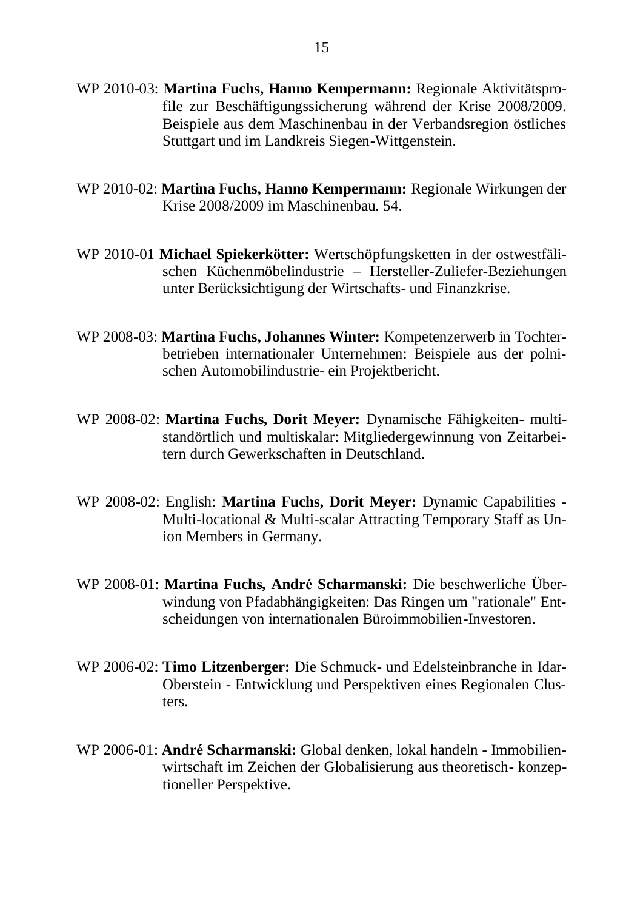WP 2010-03: **Martina Fuchs, Hanno Kempermann:** Regionale Aktivitätsprofile zur Beschäftigungssicherung während der Krise 2008/2009. Beispiele aus dem Maschinenbau in der Verbandsregion östliches Stuttgart und im Landkreis Siegen-Wittgenstein.

WP 2010-02: **Martina Fuchs, Hanno Kempermann:** Regionale Wirkungen der Krise 2008/2009 im Maschinenbau. 54.

WP 2010-01 **Michael Spiekerkötter:** Wertschöpfungsketten in der ostwestfälischen Küchenmöbelindustrie – Hersteller-Zuliefer-Beziehungen unter Berücksichtigung der Wirtschafts- und Finanzkrise.

WP 2008-03: **Martina Fuchs, Johannes Winter:** Kompetenzerwerb in Tochterbetrieben internationaler Unternehmen: Beispiele aus der polnischen Automobilindustrie- ein Projektbericht.

WP 2008-02: **Martina Fuchs, Dorit Meyer:** Dynamische Fähigkeiten- multistandörtlich und multiskalar: Mitgliedergewinnung von Zeitarbeitern durch Gewerkschaften in Deutschland.

WP 2008-02: English: **Martina Fuchs, Dorit Meyer:** Dynamic Capabilities - Multi-locational & Multi-scalar Attracting Temporary Staff as Union Members in Germany.

WP 2008-01: **Martina Fuchs, André Scharmanski:** Die beschwerliche Überwindung von Pfadabhängigkeiten: Das Ringen um "rationale" Entscheidungen von internationalen Büroimmobilien-Investoren.

WP 2006-02: **Timo Litzenberger:** Die Schmuck- und Edelsteinbranche in Idar-Oberstein - Entwicklung und Perspektiven eines Regionalen Clusters.

WP 2006-01: **André Scharmanski:** Global denken, lokal handeln - Immobilienwirtschaft im Zeichen der Globalisierung aus theoretisch- konzeptioneller Perspektive.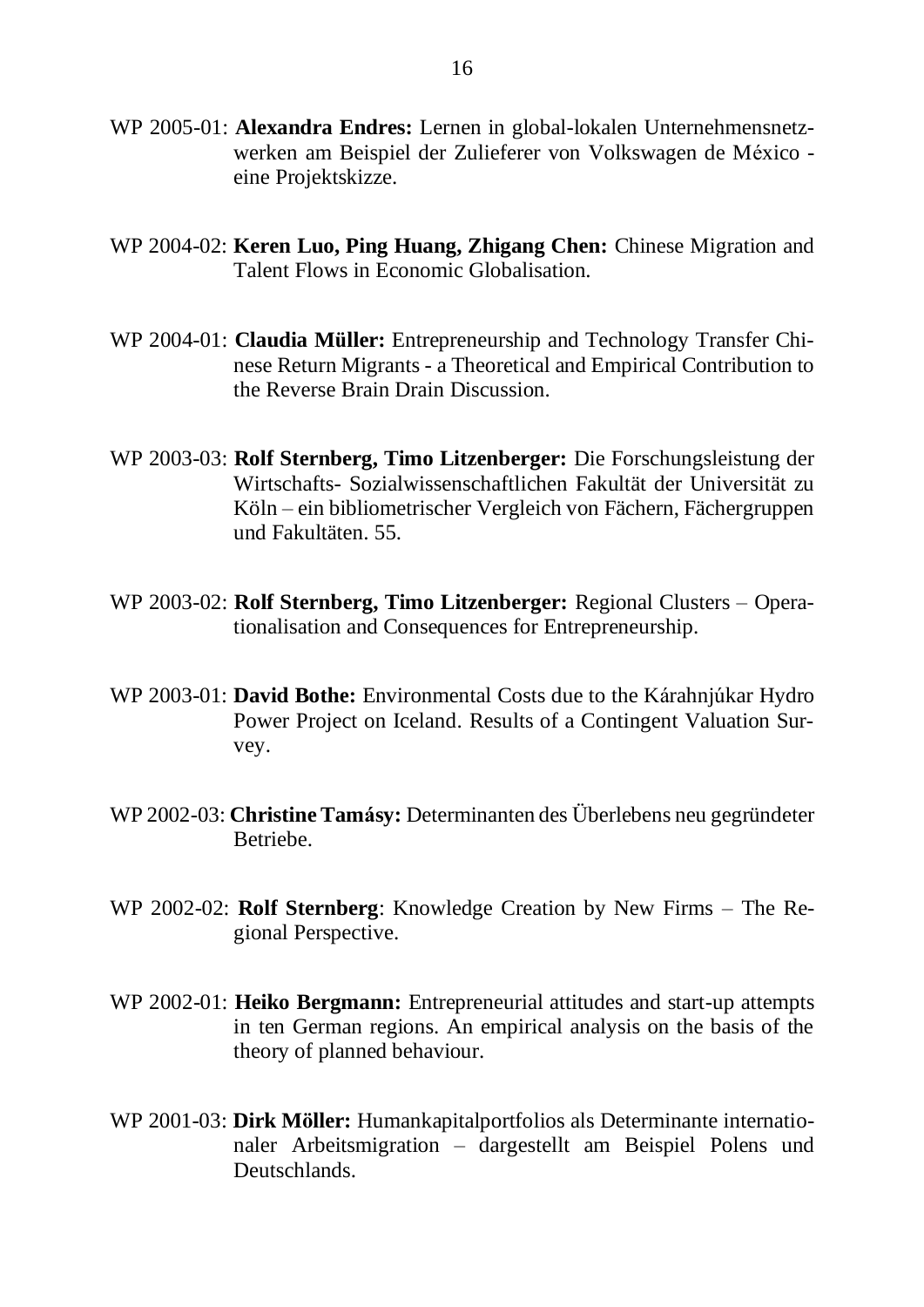WP 2005-01: **Alexandra Endres:** Lernen in global-lokalen Unternehmensnetzwerken am Beispiel der Zulieferer von Volkswagen de México - eine Projektskizze.

WP 2004-02: **Keren Luo, Ping Huang, Zhigang Chen:** Chinese Migration and Talent Flows in Economic Globalisation.

WP 2004-01: **Claudia Müller:** Entrepreneurship and Technology Transfer Chinese Return Migrants - a Theoretical and Empirical Contribution to the Reverse Brain Drain Discussion.

WP 2003-03: **Rolf Sternberg, Timo Litzenberger:** Die Forschungsleistung der Wirtschafts- Sozialwissenschaftlichen Fakultät der Universität zu Köln – ein bibliometrischer Vergleich von Fächern, Fächergruppen und Fakultäten. 55.

WP 2003-02: **Rolf Sternberg, Timo Litzenberger:** Regional Clusters – Operationalisation and Consequences for Entrepreneurship.

WP 2003-01: **David Bothe:** Environmental Costs due to the Kárahnjúkar Hydro Power Project on Iceland. Results of a Contingent Valuation Survey.

WP 2002-03: **Christine Tamásy:** Determinanten des Überlebens neu gegründeter Betriebe.

WP 2002-02: **Rolf Sternberg**: Knowledge Creation by New Firms – The Regional Perspective.

WP 2002-01: **Heiko Bergmann:** Entrepreneurial attitudes and start-up attempts in ten German regions. An empirical analysis on the basis of the theory of planned behaviour.

WP 2001-03: **Dirk Möller:** Humankapitalportfolios als Determinante internationaler Arbeitsmigration – dargestellt am Beispiel Polens und Deutschlands.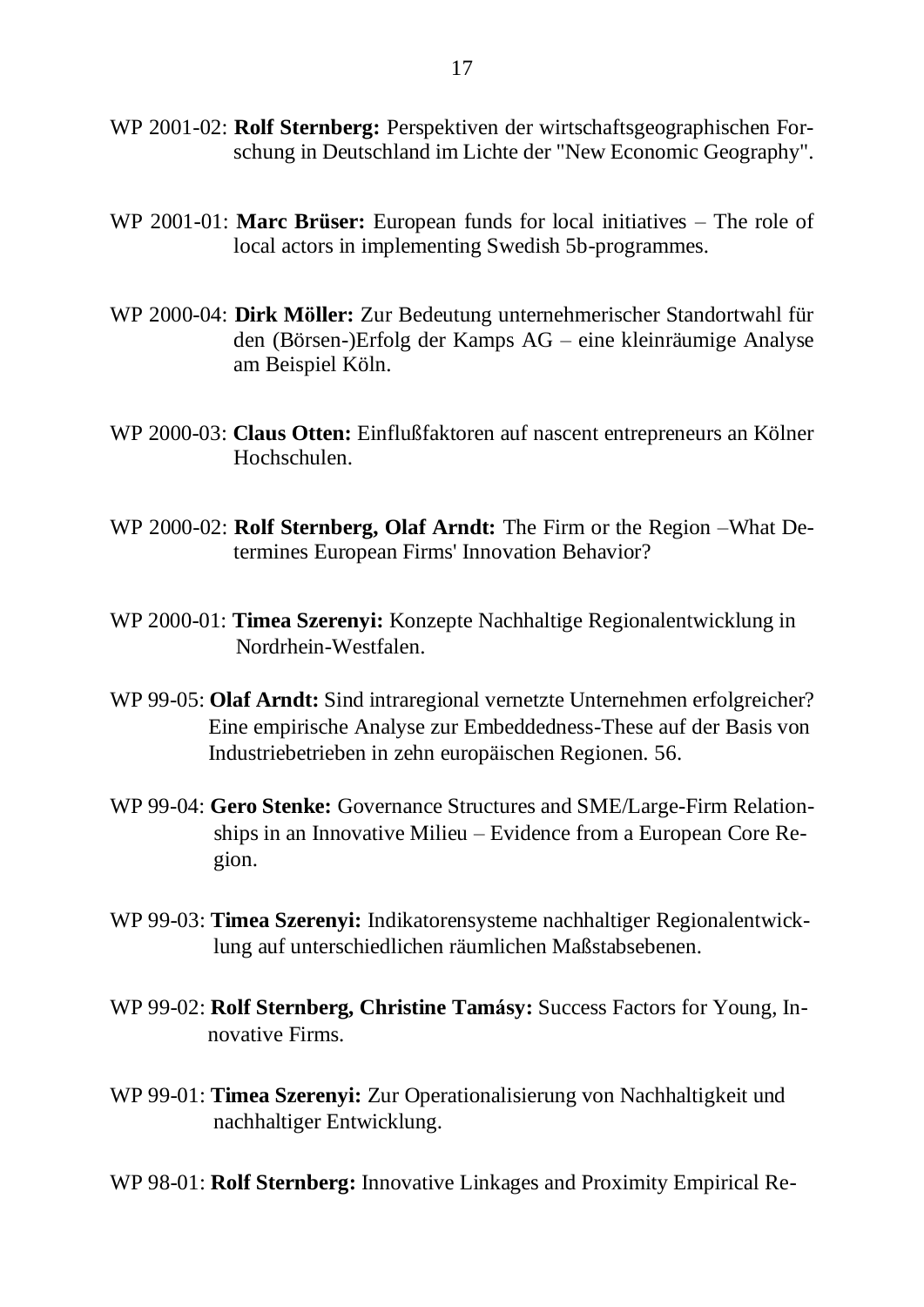WP 2001-02: **Rolf Sternberg:** Perspektiven der wirtschaftsgeographischen Forschung in Deutschland im Lichte der "New Economic Geography".

WP 2001-01: **Marc Brüser:** European funds for local initiatives – The role of local actors in implementing Swedish 5b-programmes.

WP 2000-04: **Dirk Möller:** Zur Bedeutung unternehmerischer Standortwahl für den (Börsen-)Erfolg der Kamps AG – eine kleinräumige Analyse am Beispiel Köln.

WP 2000-03: **Claus Otten:** Einflußfaktoren auf nascent entrepreneurs an Kölner Hochschulen.

WP 2000-02: **Rolf Sternberg, Olaf Arndt:** The Firm or the Region –What Determines European Firms' Innovation Behavior?

WP 2000-01: **Timea Szerenyi:** Konzepte Nachhaltige Regionalentwicklung in Nordrhein-Westfalen.

WP 99-05: **Olaf Arndt:** Sind intraregional vernetzte Unternehmen erfolgreicher? Eine empirische Analyse zur Embeddedness-These auf der Basis von Industriebetrieben in zehn europäischen Regionen. 56.

WP 99-04: **Gero Stenke:** Governance Structures and SME/Large-Firm Relationships in an Innovative Milieu – Evidence from a European Core Region.

WP 99-03: **Timea Szerenyi:** Indikatorensysteme nachhaltiger Regionalentwicklung auf unterschiedlichen räumlichen Maßstabsebenen.

WP 99-02: **Rolf Sternberg, Christine Tamásy:** Success Factors for Young, Innovative Firms.

WP 99-01: **Timea Szerenyi:** Zur Operationalisierung von Nachhaltigkeit und nachhaltiger Entwicklung.

WP 98-01: **Rolf Sternberg:** Innovative Linkages and Proximity Empirical Re-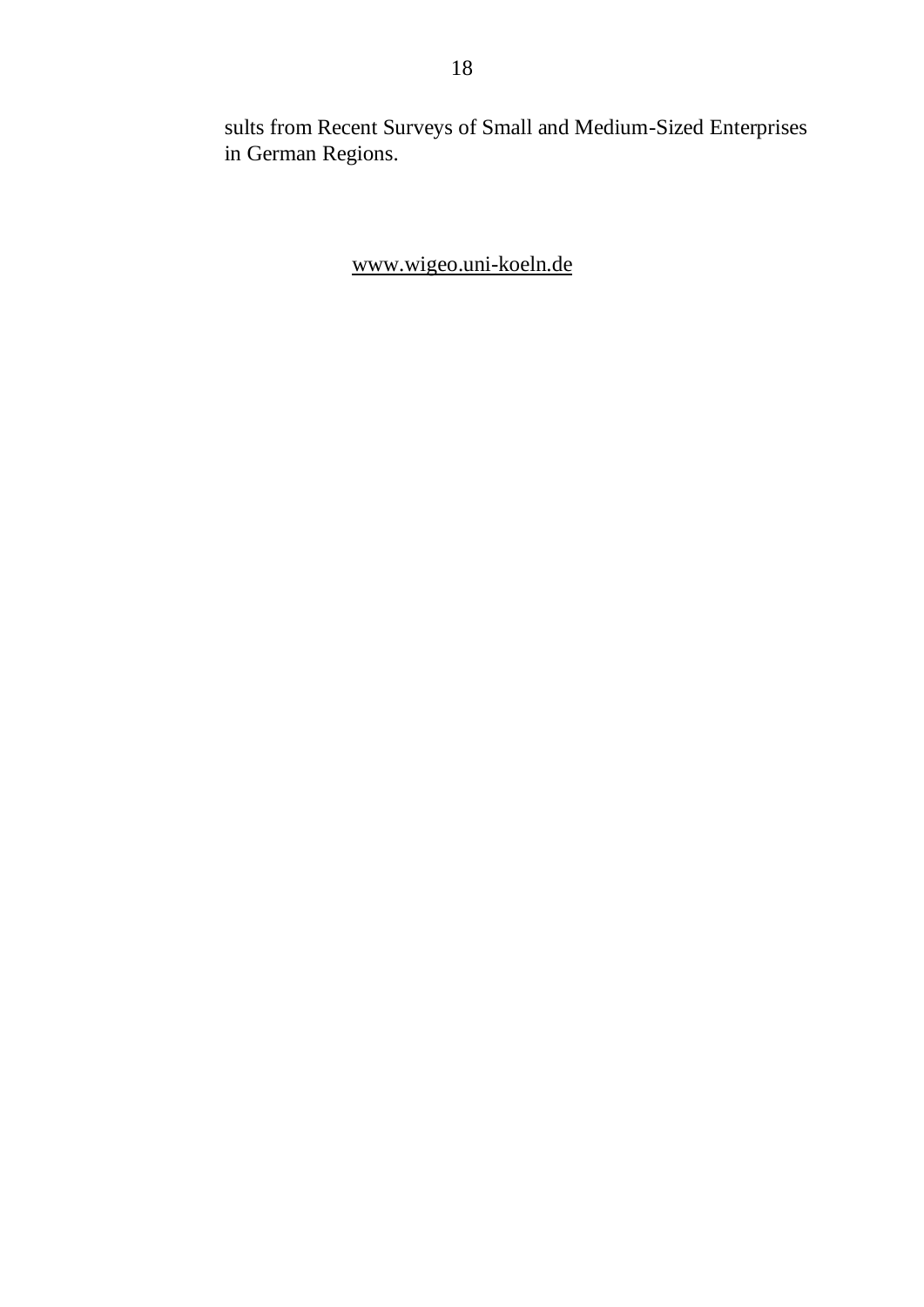sults from Recent Surveys of Small and Medium-Sized Enterprises in German Regions.

www.wigeo.uni-koeln.de